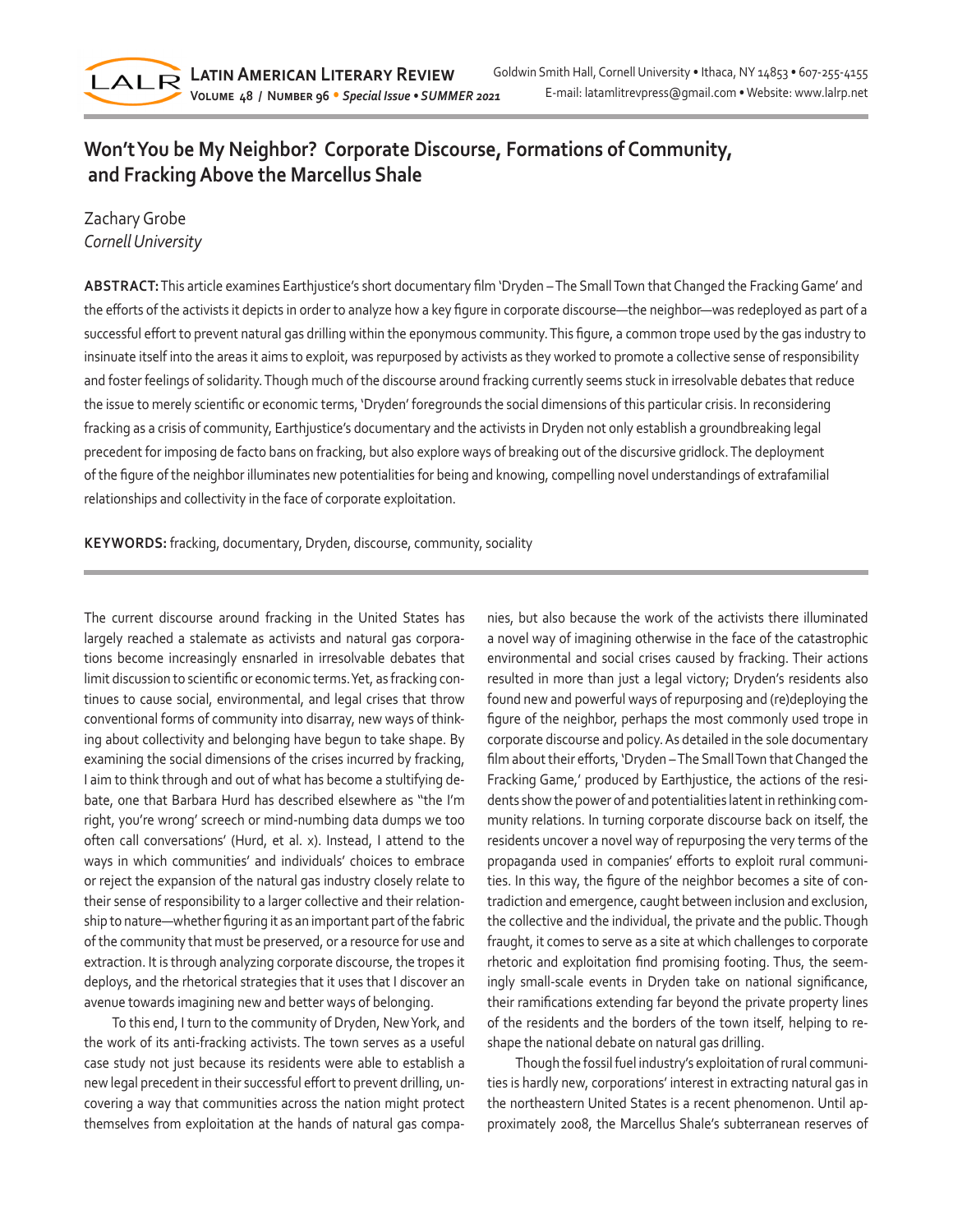# Won't You be My Neighbor? Corporate Discourse, Formations of Community, and Fracking Above the Marcellus Shale

Zachary Grobe
*Cornell University*

**ABSTRACT:** This article examines Earthjustice's short documentary film 'Dryden – The Small Town that Changed the Fracking Game' and the efforts of the activists it depicts in order to analyze how a key figure in corporate discourse—the neighbor—was redeployed as part of a successful effort to prevent natural gas drilling within the eponymous community. This figure, a common trope used by the gas industry to insinuate itself into the areas it aims to exploit, was repurposed by activists as they worked to promote a collective sense of responsibility and foster feelings of solidarity. Though much of the discourse around fracking currently seems stuck in irresolvable debates that reduce the issue to merely scientific or economic terms, 'Dryden' foregrounds the social dimensions of this particular crisis. In reconsidering fracking as a crisis of community, Earthjustice's documentary and the activists in Dryden not only establish a groundbreaking legal precedent for imposing de facto bans on fracking, but also explore ways of breaking out of the discursive gridlock. The deployment of the figure of the neighbor illuminates new potentialities for being and knowing, compelling novel understandings of extrafamilial relationships and collectivity in the face of corporate exploitation.

**KEYWORDS:** fracking, documentary, Dryden, discourse, community, sociality

---

The current discourse around fracking in the United States has largely reached a stalemate as activists and natural gas corporations become increasingly ensnarled in irresolvable debates that limit discussion to scientific or economic terms. Yet, as fracking continues to cause social, environmental, and legal crises that throw conventional forms of community into disarray, new ways of thinking about collectivity and belonging have begun to take shape. By examining the social dimensions of the crises incurred by fracking, I aim to think through and out of what has become a stultifying debate, one that Barbara Hurd has described elsewhere as "the I'm right, you're wrong' screech or mind-numbing data dumps we too often call conversations' (Hurd, et al. x). Instead, I attend to the ways in which communities' and individuals' choices to embrace or reject the expansion of the natural gas industry closely relate to their sense of responsibility to a larger collective and their relationship to nature—whether figuring it as an important part of the fabric of the community that must be preserved, or a resource for use and extraction. It is through analyzing corporate discourse, the tropes it deploys, and the rhetorical strategies that it uses that I discover an avenue towards imagining new and better ways of belonging.

To this end, I turn to the community of Dryden, New York, and the work of its anti-fracking activists. The town serves as a useful case study not just because its residents were able to establish a new legal precedent in their successful effort to prevent drilling, uncovering a way that communities across the nation might protect themselves from exploitation at the hands of natural gas companies, but also because the work of the activists there illuminated a novel way of imagining otherwise in the face of the catastrophic environmental and social crises caused by fracking. Their actions resulted in more than just a legal victory; Dryden's residents also found new and powerful ways of repurposing and (re)deploying the figure of the neighbor, perhaps the most commonly used trope in corporate discourse and policy. As detailed in the sole documentary film about their efforts, 'Dryden – The Small Town that Changed the Fracking Game,' produced by Earthjustice, the actions of the residents show the power of and potentialities latent in rethinking community relations. In turning corporate discourse back on itself, the residents uncover a novel way of repurposing the very terms of the propaganda used in companies' efforts to exploit rural communities. In this way, the figure of the neighbor becomes a site of contradiction and emergence, caught between inclusion and exclusion, the collective and the individual, the private and the public. Though fraught, it comes to serve as a site at which challenges to corporate rhetoric and exploitation find promising footing. Thus, the seemingly small-scale events in Dryden take on national significance, their ramifications extending far beyond the private property lines of the residents and the borders of the town itself, helping to reshape the national debate on natural gas drilling.

Though the fossil fuel industry's exploitation of rural communities is hardly new, corporations' interest in extracting natural gas in the northeastern United States is a recent phenomenon. Until approximately 2008, the Marcellus Shale's subterranean reserves of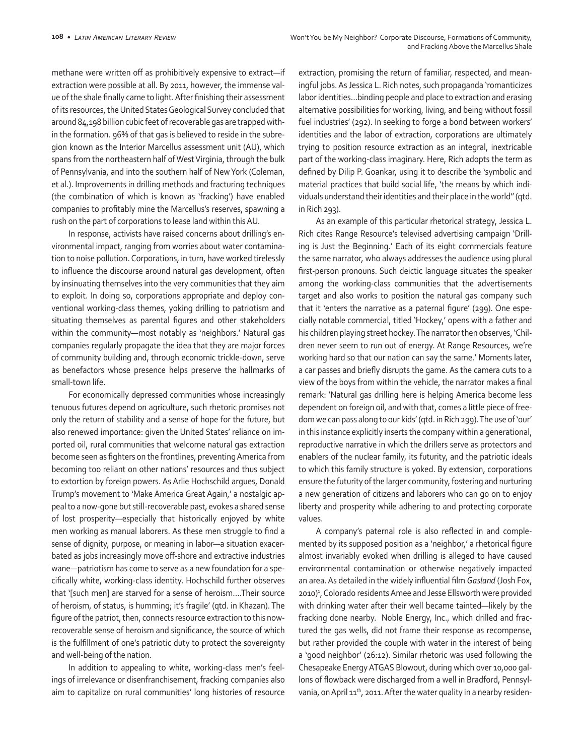methane were written off as prohibitively expensive to extract—if extraction were possible at all. By 2011, however, the immense value of the shale finally came to light. After finishing their assessment of its resources, the United States Geological Survey concluded that around 84,198 billion cubic feet of recoverable gas are trapped within the formation. 96% of that gas is believed to reside in the subregion known as the Interior Marcellus assessment unit (AU), which spans from the northeastern half of West Virginia, through the bulk of Pennsylvania, and into the southern half of New York (Coleman, et al.). Improvements in drilling methods and fracturing techniques (the combination of which is known as 'fracking') have enabled companies to profitably mine the Marcellus's reserves, spawning a rush on the part of corporations to lease land within this AU.

In response, activists have raised concerns about drilling's environmental impact, ranging from worries about water contamination to noise pollution. Corporations, in turn, have worked tirelessly to influence the discourse around natural gas development, often by insinuating themselves into the very communities that they aim to exploit. In doing so, corporations appropriate and deploy conventional working-class themes, yoking drilling to patriotism and situating themselves as parental figures and other stakeholders within the community—most notably as 'neighbors.' Natural gas companies regularly propagate the idea that they are major forces of community building and, through economic trickle-down, serve as benefactors whose presence helps preserve the hallmarks of small-town life.

For economically depressed communities whose increasingly tenuous futures depend on agriculture, such rhetoric promises not only the return of stability and a sense of hope for the future, but also renewed importance: given the United States' reliance on imported oil, rural communities that welcome natural gas extraction become seen as fighters on the frontlines, preventing America from becoming too reliant on other nations' resources and thus subject to extortion by foreign powers. As Arlie Hochschild argues, Donald Trump's movement to 'Make America Great Again,' a nostalgic appeal to a now-gone but still-recoverable past, evokes a shared sense of lost prosperity—especially that historically enjoyed by white men working as manual laborers. As these men struggle to find a sense of dignity, purpose, or meaning in labor—a situation exacerbated as jobs increasingly move off-shore and extractive industries wane—patriotism has come to serve as a new foundation for a specifically white, working-class identity. Hochschild further observes that '[such men] are starved for a sense of heroism....Their source of heroism, of status, is humming; it's fragile' (qtd. in Khazan). The figure of the patriot, then, connects resource extraction to this now-recoverable sense of heroism and significance, the source of which is the fulfillment of one's patriotic duty to protect the sovereignty and well-being of the nation.

In addition to appealing to white, working-class men's feelings of irrelevance or disenfranchisement, fracking companies also aim to capitalize on rural communities' long histories of resource extraction, promising the return of familiar, respected, and meaningful jobs. As Jessica L. Rich notes, such propaganda 'romanticizes labor identities...binding people and place to extraction and erasing alternative possibilities for working, living, and being without fossil fuel industries' (292). In seeking to forge a bond between workers' identities and the labor of extraction, corporations are ultimately trying to position resource extraction as an integral, inextricable part of the working-class imaginary. Here, Rich adopts the term as defined by Dilip P. Goankar, using it to describe the 'symbolic and material practices that build social life, 'the means by which individuals understand their identities and their place in the world'' (qtd. in Rich 293).

As an example of this particular rhetorical strategy, Jessica L. Rich cites Range Resource's televised advertising campaign 'Drilling is Just the Beginning.' Each of its eight commercials feature the same narrator, who always addresses the audience using plural first-person pronouns. Such deictic language situates the speaker among the working-class communities that the advertisements target and also works to position the natural gas company such that it 'enters the narrative as a paternal figure' (299). One especially notable commercial, titled 'Hockey,' opens with a father and his children playing street hockey. The narrator then observes, 'Children never seem to run out of energy. At Range Resources, we're working hard so that our nation can say the same.' Moments later, a car passes and briefly disrupts the game. As the camera cuts to a view of the boys from within the vehicle, the narrator makes a final remark: 'Natural gas drilling here is helping America become less dependent on foreign oil, and with that, comes a little piece of freedom we can pass along to our kids' (qtd. in Rich 299). The use of 'our' in this instance explicitly inserts the company within a generational, reproductive narrative in which the drillers serve as protectors and enablers of the nuclear family, its futurity, and the patriotic ideals to which this family structure is yoked. By extension, corporations ensure the futurity of the larger community, fostering and nurturing a new generation of citizens and laborers who can go on to enjoy liberty and prosperity while adhering to and protecting corporate values.

A company's paternal role is also reflected in and complemented by its supposed position as a 'neighbor,' a rhetorical figure almost invariably evoked when drilling is alleged to have caused environmental contamination or otherwise negatively impacted an area. As detailed in the widely influential film *Gasland* (Josh Fox, 2010)[1], Colorado residents Amee and Jesse Ellsworth were provided with drinking water after their well became tainted—likely by the fracking done nearby. Noble Energy, Inc., which drilled and fractured the gas wells, did not frame their response as recompense, but rather provided the couple with water in the interest of being a 'good neighbor' (26:12). Similar rhetoric was used following the Chesapeake Energy ATGAS Blowout, during which over 10,000 gallons of flowback were discharged from a well in Bradford, Pennsylvania, on April 11th, 2011. After the water quality in a nearby residen-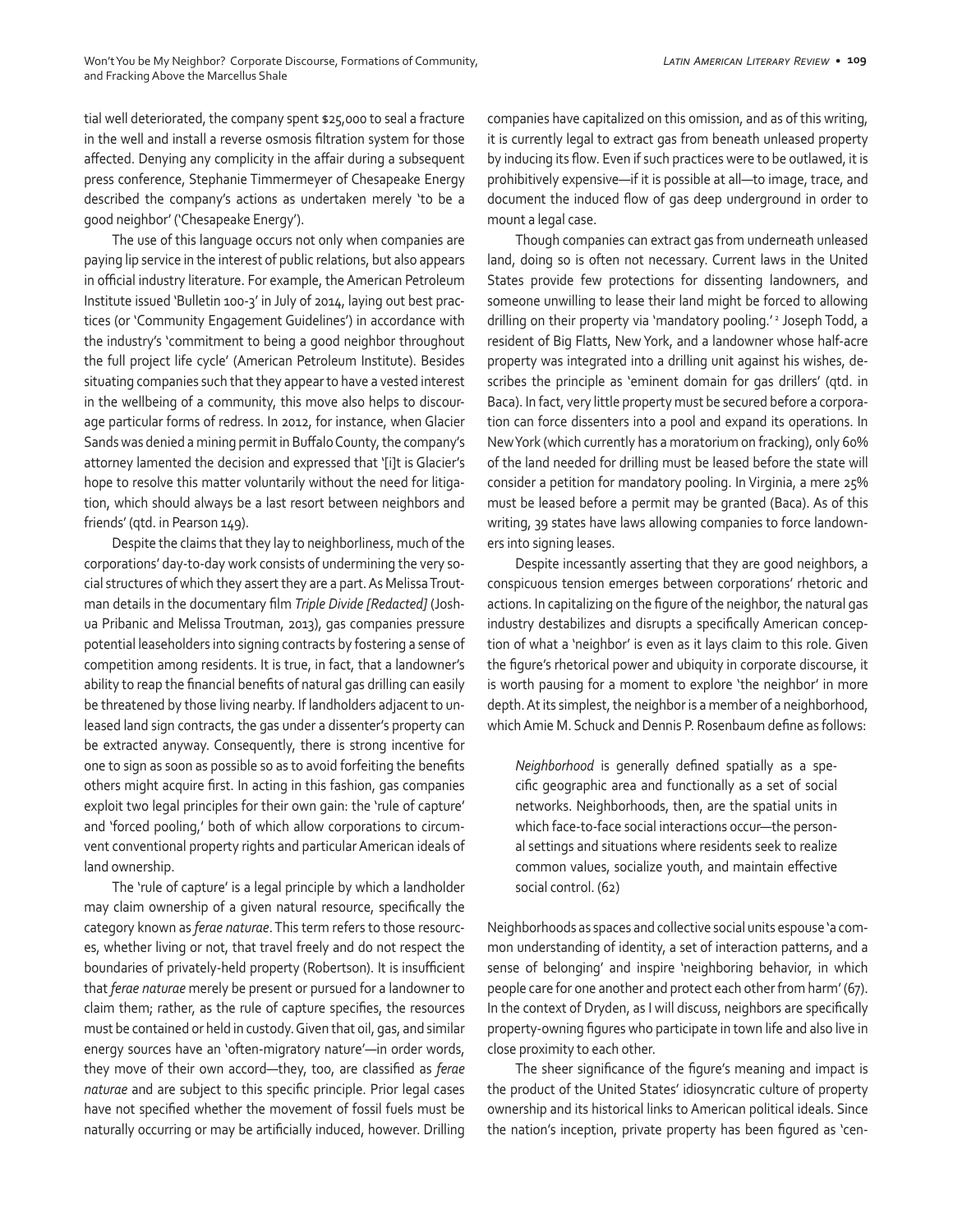tial well deteriorated, the company spent $25,000 to seal a fracture in the well and install a reverse osmosis filtration system for those affected. Denying any complicity in the affair during a subsequent press conference, Stephanie Timmermeyer of Chesapeake Energy described the company's actions as undertaken merely 'to be a good neighbor' ('Chesapeake Energy').

The use of this language occurs not only when companies are paying lip service in the interest of public relations, but also appears in official industry literature. For example, the American Petroleum Institute issued 'Bulletin 100-3' in July of 2014, laying out best practices (or 'Community Engagement Guidelines') in accordance with the industry's 'commitment to being a good neighbor throughout the full project life cycle' (American Petroleum Institute). Besides situating companies such that they appear to have a vested interest in the wellbeing of a community, this move also helps to discourage particular forms of redress. In 2012, for instance, when Glacier Sands was denied a mining permit in Buffalo County, the company's attorney lamented the decision and expressed that '[i]t is Glacier's hope to resolve this matter voluntarily without the need for litigation, which should always be a last resort between neighbors and friends' (qtd. in Pearson 149).

Despite the claims that they lay to neighborliness, much of the corporations' day-to-day work consists of undermining the very social structures of which they assert they are a part. As Melissa Troutman details in the documentary film *Triple Divide [Redacted]* (Joshua Pribanic and Melissa Troutman, 2013), gas companies pressure potential leaseholders into signing contracts by fostering a sense of competition among residents. It is true, in fact, that a landowner's ability to reap the financial benefits of natural gas drilling can easily be threatened by those living nearby. If landholders adjacent to unleased land sign contracts, the gas under a dissenter's property can be extracted anyway. Consequently, there is strong incentive for one to sign as soon as possible so as to avoid forfeiting the benefits others might acquire first. In acting in this fashion, gas companies exploit two legal principles for their own gain: the 'rule of capture' and 'forced pooling,' both of which allow corporations to circumvent conventional property rights and particular American ideals of land ownership.

The 'rule of capture' is a legal principle by which a landholder may claim ownership of a given natural resource, specifically the category known as *ferae naturae*. This term refers to those resources, whether living or not, that travel freely and do not respect the boundaries of privately-held property (Robertson). It is insufficient that *ferae naturae* merely be present or pursued for a landowner to claim them; rather, as the rule of capture specifies, the resources must be contained or held in custody. Given that oil, gas, and similar energy sources have an 'often-migratory nature'—in order words, they move of their own accord—they, too, are classified as *ferae naturae* and are subject to this specific principle. Prior legal cases have not specified whether the movement of fossil fuels must be naturally occurring or may be artificially induced, however. Drilling companies have capitalized on this omission, and as of this writing, it is currently legal to extract gas from beneath unleased property by inducing its flow. Even if such practices were to be outlawed, it is prohibitively expensive—if it is possible at all—to image, trace, and document the induced flow of gas deep underground in order to mount a legal case.

Though companies can extract gas from underneath unleased land, doing so is often not necessary. Current laws in the United States provide few protections for dissenting landowners, and someone unwilling to lease their land might be forced to allowing drilling on their property via 'mandatory pooling.'[2] Joseph Todd, a resident of Big Flatts, New York, and a landowner whose half-acre property was integrated into a drilling unit against his wishes, describes the principle as 'eminent domain for gas drillers' (qtd. in Baca). In fact, very little property must be secured before a corporation can force dissenters into a pool and expand its operations. In New York (which currently has a moratorium on fracking), only 60% of the land needed for drilling must be leased before the state will consider a petition for mandatory pooling. In Virginia, a mere 25% must be leased before a permit may be granted (Baca). As of this writing, 39 states have laws allowing companies to force landowners into signing leases.

Despite incessantly asserting that they are good neighbors, a conspicuous tension emerges between corporations' rhetoric and actions. In capitalizing on the figure of the neighbor, the natural gas industry destabilizes and disrupts a specifically American conception of what a 'neighbor' is even as it lays claim to this role. Given the figure's rhetorical power and ubiquity in corporate discourse, it is worth pausing for a moment to explore 'the neighbor' in more depth. At its simplest, the neighbor is a member of a neighborhood, which Amie M. Schuck and Dennis P. Rosenbaum define as follows:

> *Neighborhood* is generally defined spatially as a specific geographic area and functionally as a set of social networks. Neighborhoods, then, are the spatial units in which face-to-face social interactions occur—the personal settings and situations where residents seek to realize common values, socialize youth, and maintain effective social control. (62)

Neighborhoods as spaces and collective social units espouse 'a common understanding of identity, a set of interaction patterns, and a sense of belonging' and inspire 'neighboring behavior, in which people care for one another and protect each other from harm' (67). In the context of Dryden, as I will discuss, neighbors are specifically property-owning figures who participate in town life and also live in close proximity to each other.

The sheer significance of the figure's meaning and impact is the product of the United States' idiosyncratic culture of property ownership and its historical links to American political ideals. Since the nation's inception, private property has been figured as 'cen-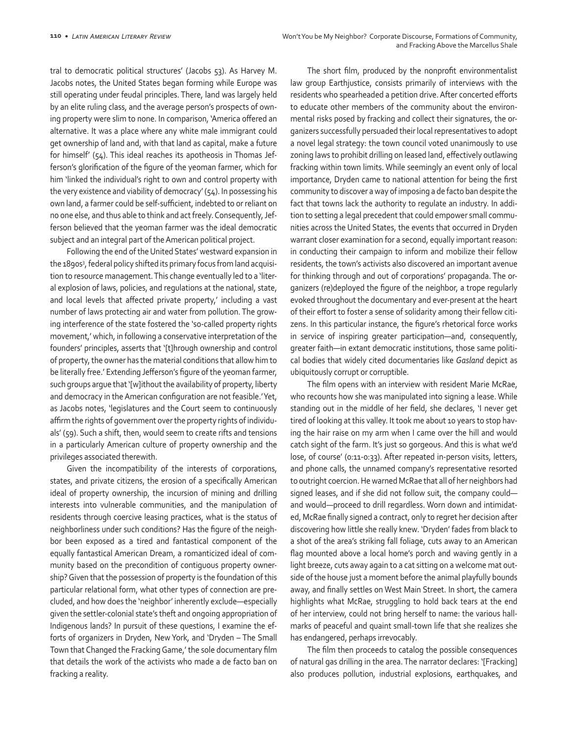tral to democratic political structures' (Jacobs 53). As Harvey M. Jacobs notes, the United States began forming while Europe was still operating under feudal principles. There, land was largely held by an elite ruling class, and the average person's prospects of owning property were slim to none. In comparison, 'America offered an alternative. It was a place where any white male immigrant could get ownership of land and, with that land as capital, make a future for himself' (54). This ideal reaches its apotheosis in Thomas Jefferson's glorification of the figure of the yeoman farmer, which for him 'linked the individual's right to own and control property with the very existence and viability of democracy' (54). In possessing his own land, a farmer could be self-sufficient, indebted to or reliant on no one else, and thus able to think and act freely. Consequently, Jefferson believed that the yeoman farmer was the ideal democratic subject and an integral part of the American political project.

Following the end of the United States' westward expansion in the 1890s[3], federal policy shifted its primary focus from land acquisition to resource management. This change eventually led to a 'literal explosion of laws, policies, and regulations at the national, state, and local levels that affected private property,' including a vast number of laws protecting air and water from pollution. The growing interference of the state fostered the 'so-called property rights movement,' which, in following a conservative interpretation of the founders' principles, asserts that '[t]hrough ownership and control of property, the owner has the material conditions that allow him to be literally free.' Extending Jefferson's figure of the yeoman farmer, such groups argue that '[w]ithout the availability of property, liberty and democracy in the American configuration are not feasible.' Yet, as Jacobs notes, 'legislatures and the Court seem to continuously affirm the rights of government over the property rights of individuals' (59). Such a shift, then, would seem to create rifts and tensions in a particularly American culture of property ownership and the privileges associated therewith.

Given the incompatibility of the interests of corporations, states, and private citizens, the erosion of a specifically American ideal of property ownership, the incursion of mining and drilling interests into vulnerable communities, and the manipulation of residents through coercive leasing practices, what is the status of neighborliness under such conditions? Has the figure of the neighbor been exposed as a tired and fantastical component of the equally fantastical American Dream, a romanticized ideal of community based on the precondition of contiguous property ownership? Given that the possession of property is the foundation of this particular relational form, what other types of connection are precluded, and how does the 'neighbor' inherently exclude—especially given the settler-colonial state's theft and ongoing appropriation of Indigenous lands? In pursuit of these questions, I examine the efforts of organizers in Dryden, New York, and 'Dryden – The Small Town that Changed the Fracking Game,' the sole documentary film that details the work of the activists who made a de facto ban on fracking a reality.

The short film, produced by the nonprofit environmentalist law group Earthjustice, consists primarily of interviews with the residents who spearheaded a petition drive. After concerted efforts to educate other members of the community about the environmental risks posed by fracking and collect their signatures, the organizers successfully persuaded their local representatives to adopt a novel legal strategy: the town council voted unanimously to use zoning laws to prohibit drilling on leased land, effectively outlawing fracking within town limits. While seemingly an event only of local importance, Dryden came to national attention for being the first community to discover a way of imposing a de facto ban despite the fact that towns lack the authority to regulate an industry. In addition to setting a legal precedent that could empower small communities across the United States, the events that occurred in Dryden warrant closer examination for a second, equally important reason: in conducting their campaign to inform and mobilize their fellow residents, the town's activists also discovered an important avenue for thinking through and out of corporations' propaganda. The organizers (re)deployed the figure of the neighbor, a trope regularly evoked throughout the documentary and ever-present at the heart of their effort to foster a sense of solidarity among their fellow citizens. In this particular instance, the figure's rhetorical force works in service of inspiring greater participation—and, consequently, greater faith—in extant democratic institutions, those same political bodies that widely cited documentaries like *Gasland* depict as ubiquitously corrupt or corruptible.

The film opens with an interview with resident Marie McRae, who recounts how she was manipulated into signing a lease. While standing out in the middle of her field, she declares, 'I never get tired of looking at this valley. It took me about 10 years to stop having the hair raise on my arm when I came over the hill and would catch sight of the farm. It's just so gorgeous. And this is what we'd lose, of course' (0:11-0:33). After repeated in-person visits, letters, and phone calls, the unnamed company's representative resorted to outright coercion. He warned McRae that all of her neighbors had signed leases, and if she did not follow suit, the company could—and would—proceed to drill regardless. Worn down and intimidated, McRae finally signed a contract, only to regret her decision after discovering how little she really knew. 'Dryden' fades from black to a shot of the area's striking fall foliage, cuts away to an American flag mounted above a local home's porch and waving gently in a light breeze, cuts away again to a cat sitting on a welcome mat outside of the house just a moment before the animal playfully bounds away, and finally settles on West Main Street. In short, the camera highlights what McRae, struggling to hold back tears at the end of her interview, could not bring herself to name: the various hallmarks of peaceful and quaint small-town life that she realizes she has endangered, perhaps irrevocably.

The film then proceeds to catalog the possible consequences of natural gas drilling in the area. The narrator declares: '[Fracking] also produces pollution, industrial explosions, earthquakes, and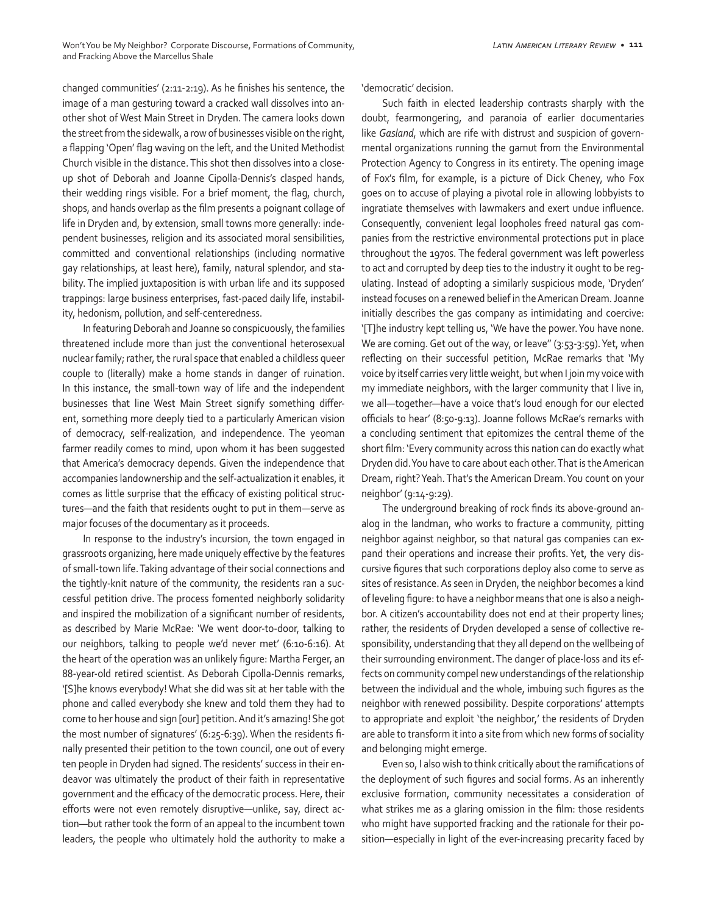changed communities' (2:11-2:19). As he finishes his sentence, the image of a man gesturing toward a cracked wall dissolves into another shot of West Main Street in Dryden. The camera looks down the street from the sidewalk, a row of businesses visible on the right, a flapping 'Open' flag waving on the left, and the United Methodist Church visible in the distance. This shot then dissolves into a close-up shot of Deborah and Joanne Cipolla-Dennis's clasped hands, their wedding rings visible. For a brief moment, the flag, church, shops, and hands overlap as the film presents a poignant collage of life in Dryden and, by extension, small towns more generally: independent businesses, religion and its associated moral sensibilities, committed and conventional relationships (including normative gay relationships, at least here), family, natural splendor, and stability. The implied juxtaposition is with urban life and its supposed trappings: large business enterprises, fast-paced daily life, instability, hedonism, pollution, and self-centeredness.

In featuring Deborah and Joanne so conspicuously, the families threatened include more than just the conventional heterosexual nuclear family; rather, the rural space that enabled a childless queer couple to (literally) make a home stands in danger of ruination. In this instance, the small-town way of life and the independent businesses that line West Main Street signify something different, something more deeply tied to a particularly American vision of democracy, self-realization, and independence. The yeoman farmer readily comes to mind, upon whom it has been suggested that America's democracy depends. Given the independence that accompanies landownership and the self-actualization it enables, it comes as little surprise that the efficacy of existing political structures—and the faith that residents ought to put in them—serve as major focuses of the documentary as it proceeds.

In response to the industry's incursion, the town engaged in grassroots organizing, here made uniquely effective by the features of small-town life. Taking advantage of their social connections and the tightly-knit nature of the community, the residents ran a successful petition drive. The process fomented neighborly solidarity and inspired the mobilization of a significant number of residents, as described by Marie McRae: 'We went door-to-door, talking to our neighbors, talking to people we'd never met' (6:10-6:16). At the heart of the operation was an unlikely figure: Martha Ferger, an 88-year-old retired scientist. As Deborah Cipolla-Dennis remarks, '[S]he knows everybody! What she did was sit at her table with the phone and called everybody she knew and told them they had to come to her house and sign [our] petition. And it's amazing! She got the most number of signatures' (6:25-6:39). When the residents finally presented their petition to the town council, one out of every ten people in Dryden had signed. The residents' success in their endeavor was ultimately the product of their faith in representative government and the efficacy of the democratic process. Here, their efforts were not even remotely disruptive—unlike, say, direct action—but rather took the form of an appeal to the incumbent town leaders, the people who ultimately hold the authority to make a 'democratic' decision.

Such faith in elected leadership contrasts sharply with the doubt, fearmongering, and paranoia of earlier documentaries like *Gasland*, which are rife with distrust and suspicion of governmental organizations running the gamut from the Environmental Protection Agency to Congress in its entirety. The opening image of Fox's film, for example, is a picture of Dick Cheney, who Fox goes on to accuse of playing a pivotal role in allowing lobbyists to ingratiate themselves with lawmakers and exert undue influence. Consequently, convenient legal loopholes freed natural gas companies from the restrictive environmental protections put in place throughout the 1970s. The federal government was left powerless to act and corrupted by deep ties to the industry it ought to be regulating. Instead of adopting a similarly suspicious mode, 'Dryden' instead focuses on a renewed belief in the American Dream. Joanne initially describes the gas company as intimidating and coercive: '[T]he industry kept telling us, 'We have the power. You have none. We are coming. Get out of the way, or leave'' (3:53-3:59). Yet, when reflecting on their successful petition, McRae remarks that 'My voice by itself carries very little weight, but when I join my voice with my immediate neighbors, with the larger community that I live in, we all—together—have a voice that's loud enough for our elected officials to hear' (8:50-9:13). Joanne follows McRae's remarks with a concluding sentiment that epitomizes the central theme of the short film: 'Every community across this nation can do exactly what Dryden did. You have to care about each other. That is the American Dream, right? Yeah. That's the American Dream. You count on your neighbor' (9:14-9:29).

The underground breaking of rock finds its above-ground analog in the landman, who works to fracture a community, pitting neighbor against neighbor, so that natural gas companies can expand their operations and increase their profits. Yet, the very discursive figures that such corporations deploy also come to serve as sites of resistance. As seen in Dryden, the neighbor becomes a kind of leveling figure: to have a neighbor means that one is also a neighbor. A citizen's accountability does not end at their property lines; rather, the residents of Dryden developed a sense of collective responsibility, understanding that they all depend on the wellbeing of their surrounding environment. The danger of place-loss and its effects on community compel new understandings of the relationship between the individual and the whole, imbuing such figures as the neighbor with renewed possibility. Despite corporations' attempts to appropriate and exploit 'the neighbor,' the residents of Dryden are able to transform it into a site from which new forms of sociality and belonging might emerge.

Even so, I also wish to think critically about the ramifications of the deployment of such figures and social forms. As an inherently exclusive formation, community necessitates a consideration of what strikes me as a glaring omission in the film: those residents who might have supported fracking and the rationale for their position—especially in light of the ever-increasing precarity faced by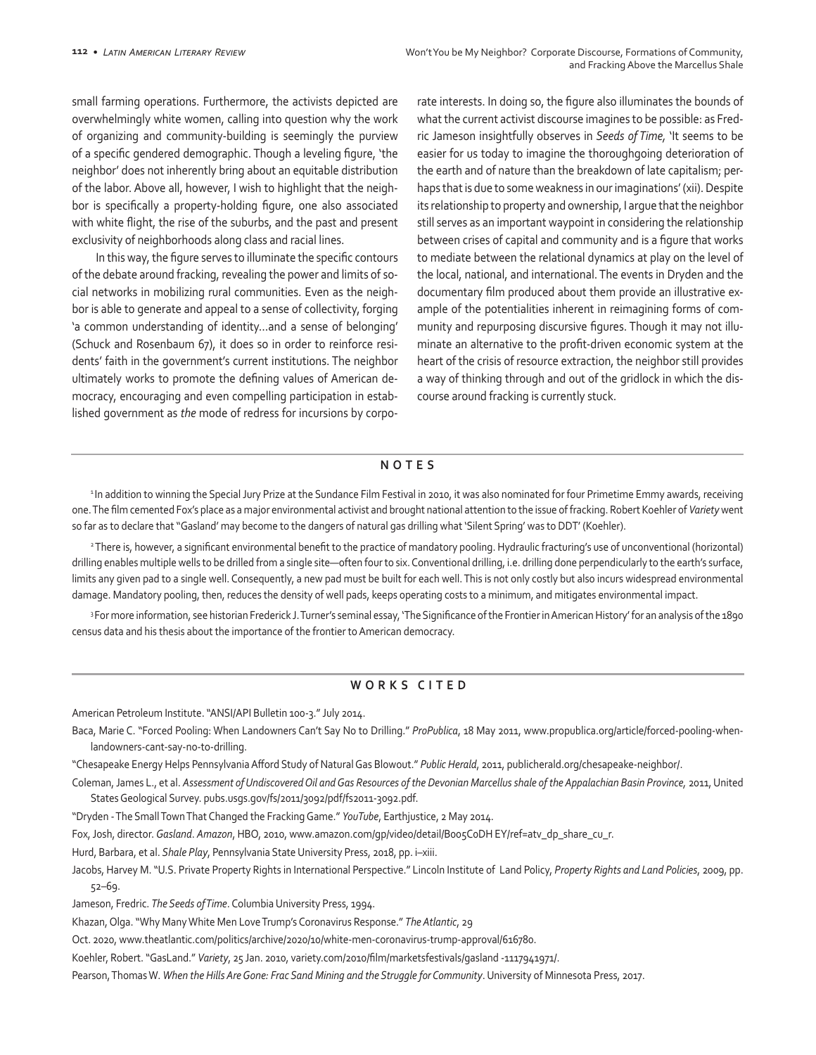small farming operations. Furthermore, the activists depicted are overwhelmingly white women, calling into question why the work of organizing and community-building is seemingly the purview of a specific gendered demographic. Though a leveling figure, 'the neighbor' does not inherently bring about an equitable distribution of the labor. Above all, however, I wish to highlight that the neighbor is specifically a property-holding figure, one also associated with white flight, the rise of the suburbs, and the past and present exclusivity of neighborhoods along class and racial lines.

In this way, the figure serves to illuminate the specific contours of the debate around fracking, revealing the power and limits of social networks in mobilizing rural communities. Even as the neighbor is able to generate and appeal to a sense of collectivity, forging 'a common understanding of identity…and a sense of belonging' (Schuck and Rosenbaum 67), it does so in order to reinforce residents' faith in the government's current institutions. The neighbor ultimately works to promote the defining values of American democracy, encouraging and even compelling participation in established government as *the* mode of redress for incursions by corporate interests. In doing so, the figure also illuminates the bounds of what the current activist discourse imagines to be possible: as Fredric Jameson insightfully observes in *Seeds of Time*, 'It seems to be easier for us today to imagine the thoroughgoing deterioration of the earth and of nature than the breakdown of late capitalism; perhaps that is due to some weakness in our imaginations' (xii). Despite its relationship to property and ownership, I argue that the neighbor still serves as an important waypoint in considering the relationship between crises of capital and community and is a figure that works to mediate between the relational dynamics at play on the level of the local, national, and international. The events in Dryden and the documentary film produced about them provide an illustrative example of the potentialities inherent in reimagining forms of community and repurposing discursive figures. Though it may not illuminate an alternative to the profit-driven economic system at the heart of the crisis of resource extraction, the neighbor still provides a way of thinking through and out of the gridlock in which the discourse around fracking is currently stuck.

## NOTES

[1] In addition to winning the Special Jury Prize at the Sundance Film Festival in 2010, it was also nominated for four Primetime Emmy awards, receiving one. The film cemented Fox's place as a major environmental activist and brought national attention to the issue of fracking. Robert Koehler of *Variety* went so far as to declare that "Gasland' may become to the dangers of natural gas drilling what 'Silent Spring' was to DDT' (Koehler).

[2] There is, however, a significant environmental benefit to the practice of mandatory pooling. Hydraulic fracturing's use of unconventional (horizontal) drilling enables multiple wells to be drilled from a single site—often four to six. Conventional drilling, i.e. drilling done perpendicularly to the earth's surface, limits any given pad to a single well. Consequently, a new pad must be built for each well. This is not only costly but also incurs widespread environmental damage. Mandatory pooling, then, reduces the density of well pads, keeps operating costs to a minimum, and mitigates environmental impact.

[3] For more information, see historian Frederick J. Turner's seminal essay, 'The Significance of the Frontier in American History' for an analysis of the 1890 census data and his thesis about the importance of the frontier to American democracy.

## WORKS CITED

American Petroleum Institute. "ANSI/API Bulletin 100-3." July 2014.

Baca, Marie C. "Forced Pooling: When Landowners Can't Say No to Drilling." *ProPublica*, 18 May 2011, www.propublica.org/article/forced-pooling-when-landowners-cant-say-no-to-drilling.

"Chesapeake Energy Helps Pennsylvania Afford Study of Natural Gas Blowout." *Public Herald*, 2011, publicherald.org/chesapeake-neighbor/.

Coleman, James L., et al. *Assessment of Undiscovered Oil and Gas Resources of the Devonian Marcellus shale of the Appalachian Basin Province,* 2011, United States Geological Survey. pubs.usgs.gov/fs/2011/3092/pdf/fs2011-3092.pdf.

"Dryden - The Small Town That Changed the Fracking Game." *YouTube*, Earthjustice, 2 May 2014.

Fox, Josh, director. *Gasland*. *Amazon*, HBO, 2010, www.amazon.com/gp/video/detail/B005C0DH EY/ref=atv_dp_share_cu_r.

Hurd, Barbara, et al. *Shale Play*, Pennsylvania State University Press, 2018, pp. i–xiii.

Jacobs, Harvey M. "U.S. Private Property Rights in International Perspective." Lincoln Institute of Land Policy, *Property Rights and Land Policies*, 2009, pp. 52–69.

Jameson, Fredric. *The Seeds of Time*. Columbia University Press, 1994.

Khazan, Olga. "Why Many White Men Love Trump's Coronavirus Response." *The Atlantic*, 29

Oct. 2020, www.theatlantic.com/politics/archive/2020/10/white-men-coronavirus-trump-approval/616780.

Koehler, Robert. "GasLand." *Variety*, 25 Jan. 2010, variety.com/2010/film/marketsfestivals/gasland -1117941971/.

Pearson, Thomas W. *When the Hills Are Gone: Frac Sand Mining and the Struggle for Community*. University of Minnesota Press, 2017.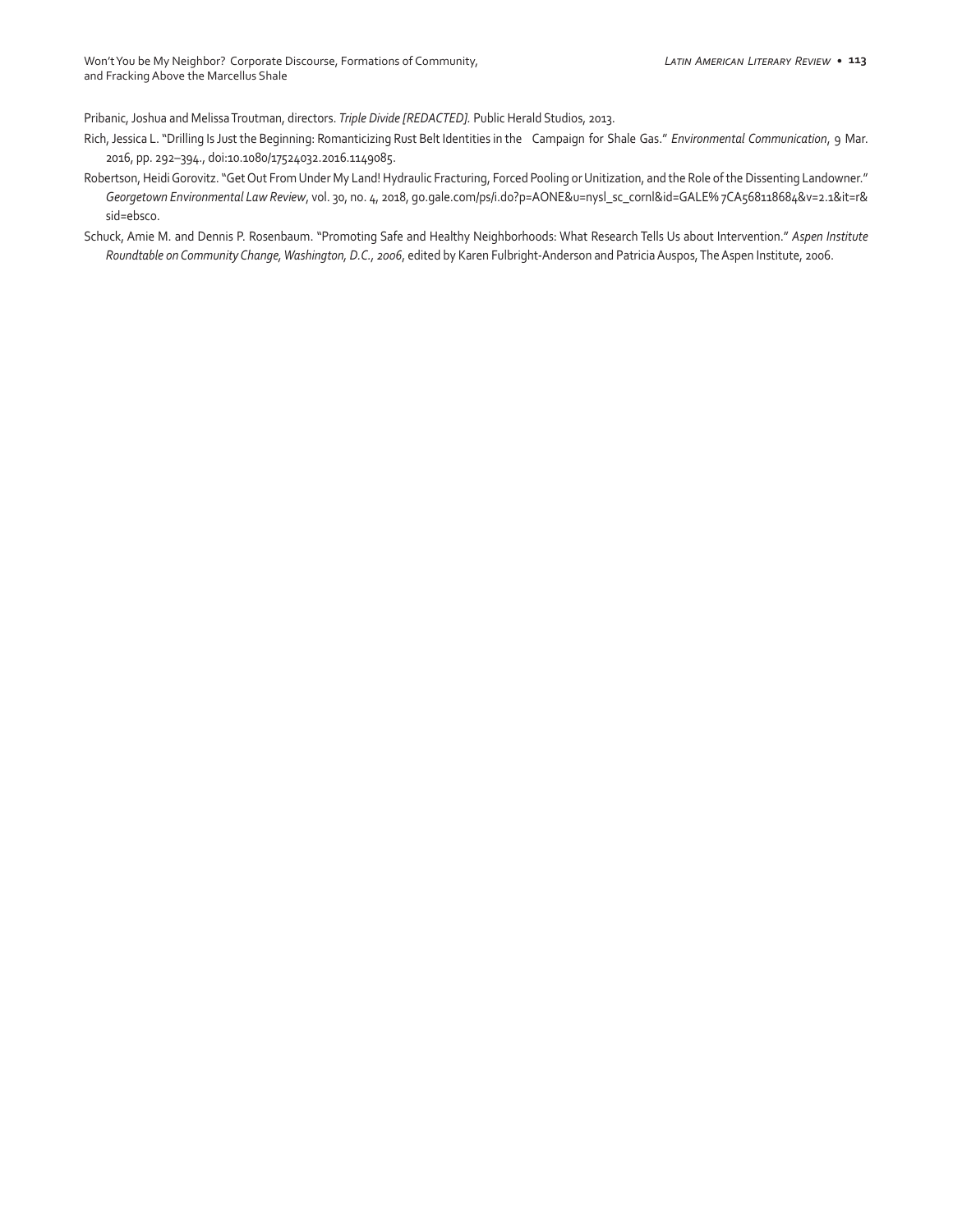Pribanic, Joshua and Melissa Troutman, directors. *Triple Divide [REDACTED].* Public Herald Studios, 2013.

Rich, Jessica L. "Drilling Is Just the Beginning: Romanticizing Rust Belt Identities in the Campaign for Shale Gas." *Environmental Communication*, 9 Mar. 2016, pp. 292–394., doi:10.1080/17524032.2016.1149085.

Robertson, Heidi Gorovitz. "Get Out From Under My Land! Hydraulic Fracturing, Forced Pooling or Unitization, and the Role of the Dissenting Landowner." *Georgetown Environmental Law Review*, vol. 30, no. 4, 2018, go.gale.com/ps/i.do?p=AONE&u=nysl_sc_cornl&id=GALE%7CA568118684&v=2.1&it=r&sid=ebsco.

Schuck, Amie M. and Dennis P. Rosenbaum. "Promoting Safe and Healthy Neighborhoods: What Research Tells Us about Intervention." *Aspen Institute Roundtable on Community Change, Washington, D.C., 2006*, edited by Karen Fulbright-Anderson and Patricia Auspos, The Aspen Institute, 2006.